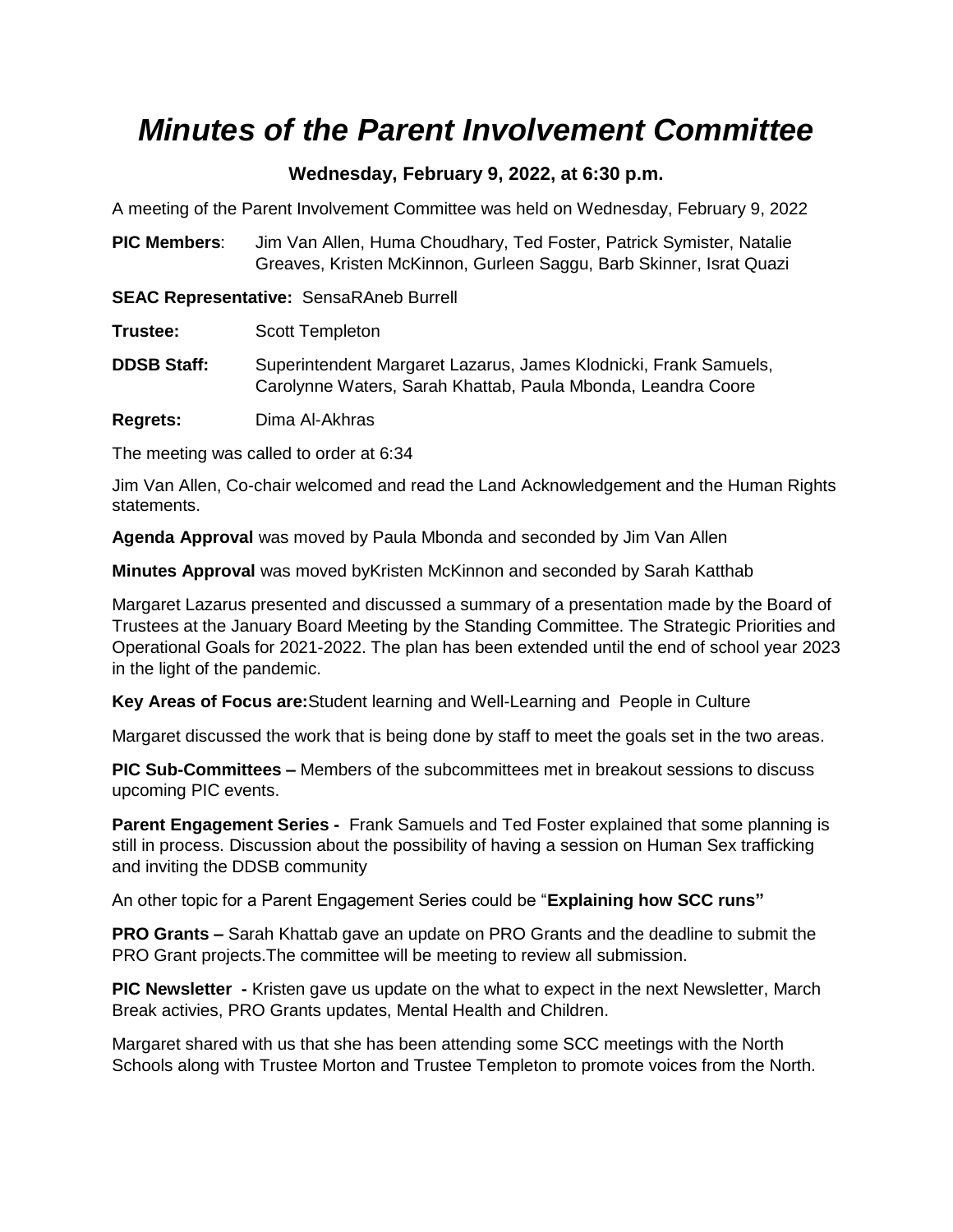# *Minutes of the Parent Involvement Committee*

**Wednesday, February 9, 2022, at 6:30 p.m.**

A meeting of the Parent Involvement Committee was held on Wednesday, February 9, 2022

**PIC Members**: Jim Van Allen, Huma Choudhary, Ted Foster, Patrick Symister, Natalie Greaves, Kristen McKinnon, Gurleen Saggu, Barb Skinner, Israt Quazi

**SEAC Representative:** SensaRAneb Burrell

**Trustee:** Scott Templeton

**DDSB Staff:** Superintendent Margaret Lazarus, James Klodnicki, Frank Samuels, Carolynne Waters, Sarah Khattab, Paula Mbonda, Leandra Coore

**Regrets:** Dima Al-Akhras

The meeting was called to order at 6:34

Jim Van Allen, Co-chair welcomed and read the Land Acknowledgement and the Human Rights statements.

**Agenda Approval** was moved by Paula Mbonda and seconded by Jim Van Allen

**Minutes Approval** was moved byKristen McKinnon and seconded by Sarah Katthab

Margaret Lazarus presented and discussed a summary of a presentation made by the Board of Trustees at the January Board Meeting by the Standing Committee. The Strategic Priorities and Operational Goals for 2021-2022. The plan has been extended until the end of school year 2023 in the light of the pandemic.

**Key Areas of Focus are:**Student learning and Well-Learning and People in Culture

Margaret discussed the work that is being done by staff to meet the goals set in the two areas.

**PIC Sub-Committees –** Members of the subcommittees met in breakout sessions to discuss upcoming PIC events.

**Parent Engagement Series -** Frank Samuels and Ted Foster explained that some planning is still in process. Discussion about the possibility of having a session on Human Sex trafficking and inviting the DDSB community

An other topic for a Parent Engagement Series could be "**Explaining how SCC runs"**

**PRO Grants –** Sarah Khattab gave an update on PRO Grants and the deadline to submit the PRO Grant projects.The committee will be meeting to review all submission.

**PIC Newsletter -** Kristen gave us update on the what to expect in the next Newsletter, March Break activies, PRO Grants updates, Mental Health and Children.

Margaret shared with us that she has been attending some SCC meetings with the North Schools along with Trustee Morton and Trustee Templeton to promote voices from the North.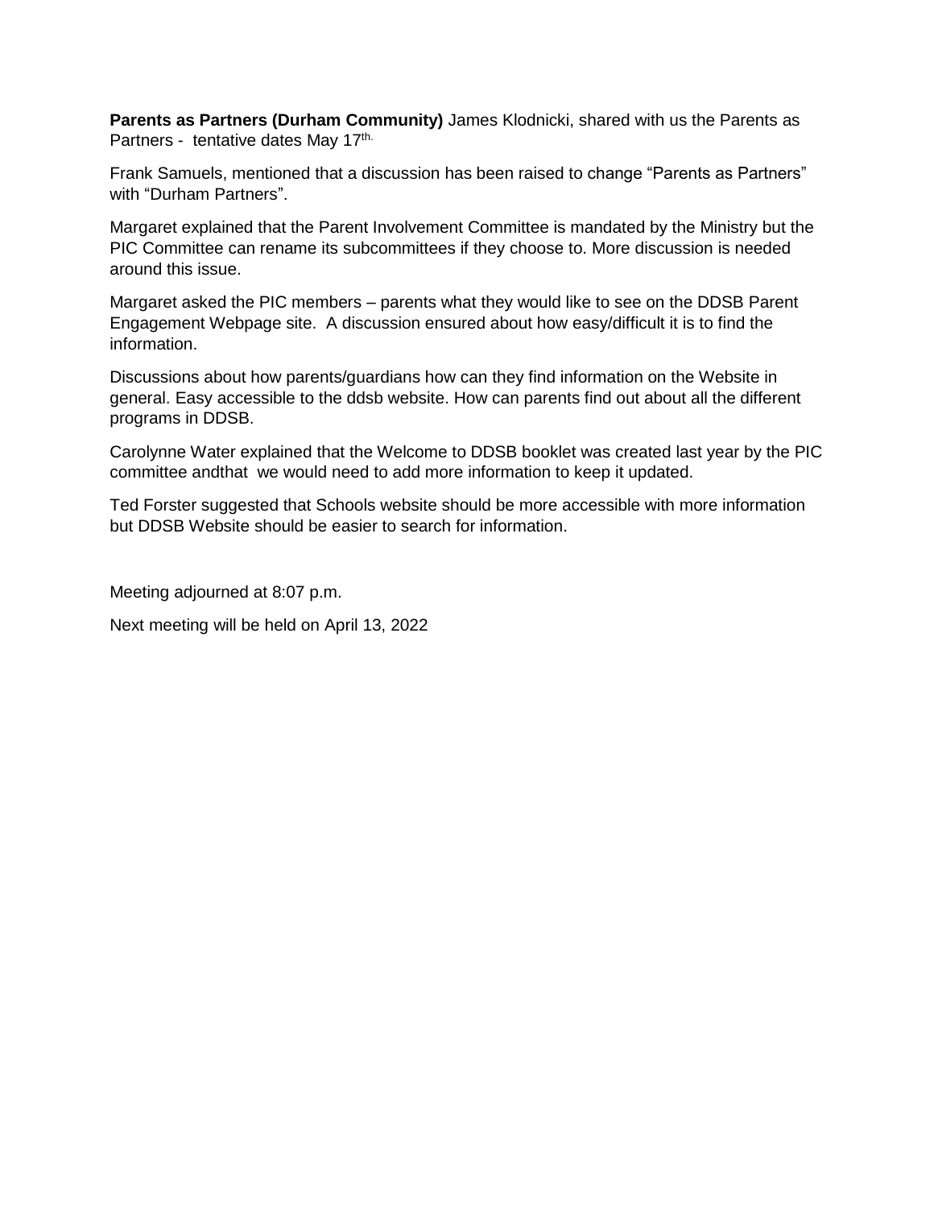**Parents as Partners (Durham Community)** James Klodnicki, shared with us the Parents as Partners - tentative dates May 17th.

Frank Samuels, mentioned that a discussion has been raised to change "Parents as Partners" with "Durham Partners".

Margaret explained that the Parent Involvement Committee is mandated by the Ministry but the PIC Committee can rename its subcommittees if they choose to. More discussion is needed around this issue.

Margaret asked the PIC members – parents what they would like to see on the DDSB Parent Engagement Webpage site. A discussion ensured about how easy/difficult it is to find the information.

Discussions about how parents/guardians how can they find information on the Website in general. Easy accessible to the ddsb website. How can parents find out about all the different programs in DDSB.

Carolynne Water explained that the Welcome to DDSB booklet was created last year by the PIC committee andthat we would need to add more information to keep it updated.

Ted Forster suggested that Schools website should be more accessible with more information but DDSB Website should be easier to search for information.

Meeting adjourned at 8:07 p.m.

Next meeting will be held on April 13, 2022